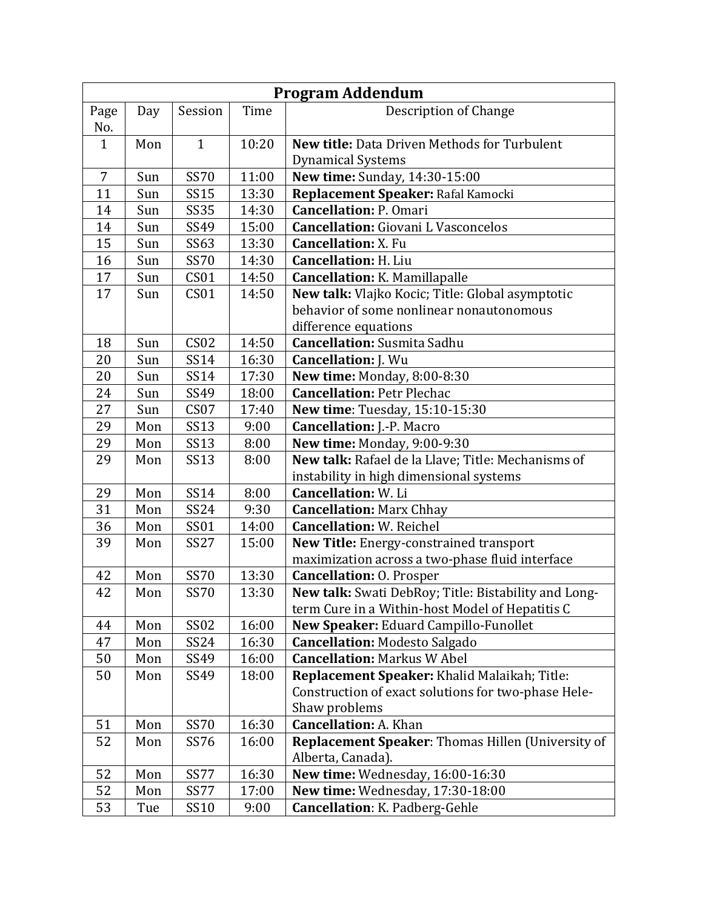| Program Addendum | | | | |
|---|---|---|---|---|
| Page No. | Day | Session | Time | Description of Change |
| 1 | Mon | 1 | 10:20 | **New title:** Data Driven Methods for Turbulent Dynamical Systems |
| 7 | Sun | SS70 | 11:00 | **New time:** Sunday, 14:30-15:00 |
| 11 | Sun | SS15 | 13:30 | **Replacement Speaker:** Rafal Kamocki |
| 14 | Sun | SS35 | 14:30 | **Cancellation:** P. Omari |
| 14 | Sun | SS49 | 15:00 | **Cancellation:** Giovani L Vasconcelos |
| 15 | Sun | SS63 | 13:30 | **Cancellation:** X. Fu |
| 16 | Sun | SS70 | 14:30 | **Cancellation:** H. Liu |
| 17 | Sun | CS01 | 14:50 | **Cancellation:** K. Mamillapalle |
| 17 | Sun | CS01 | 14:50 | **New talk:** Vlajko Kocic; Title: Global asymptotic behavior of some nonlinear nonautonomous difference equations |
| 18 | Sun | CS02 | 14:50 | **Cancellation:** Susmita Sadhu |
| 20 | Sun | SS14 | 16:30 | **Cancellation:** J. Wu |
| 20 | Sun | SS14 | 17:30 | **New time:** Monday, 8:00-8:30 |
| 24 | Sun | SS49 | 18:00 | **Cancellation:** Petr Plechac |
| 27 | Sun | CS07 | 17:40 | **New time**: Tuesday, 15:10-15:30 |
| 29 | Mon | SS13 | 9:00 | **Cancellation:** J.-P. Macro |
| 29 | Mon | SS13 | 8:00 | **New time:** Monday, 9:00-9:30 |
| 29 | Mon | SS13 | 8:00 | **New talk:** Rafael de la Llave; Title: Mechanisms of instability in high dimensional systems |
| 29 | Mon | SS14 | 8:00 | **Cancellation:** W. Li |
| 31 | Mon | SS24 | 9:30 | **Cancellation:** Marx Chhay |
| 36 | Mon | SS01 | 14:00 | **Cancellation:** W. Reichel |
| 39 | Mon | SS27 | 15:00 | **New Title:** Energy-constrained transport maximization across a two-phase fluid interface |
| 42 | Mon | SS70 | 13:30 | **Cancellation:** O. Prosper |
| 42 | Mon | SS70 | 13:30 | **New talk:** Swati DebRoy; Title: Bistability and Long-term Cure in a Within-host Model of Hepatitis C |
| 44 | Mon | SS02 | 16:00 | **New Speaker:** Eduard Campillo-Funollet |
| 47 | Mon | SS24 | 16:30 | **Cancellation:** Modesto Salgado |
| 50 | Mon | SS49 | 16:00 | **Cancellation:** Markus W Abel |
| 50 | Mon | SS49 | 18:00 | **Replacement Speaker:** Khalid Malaikah; Title: Construction of exact solutions for two-phase Hele-Shaw problems |
| 51 | Mon | SS70 | 16:30 | **Cancellation:** A. Khan |
| 52 | Mon | SS76 | 16:00 | **Replacement Speaker**: Thomas Hillen (University of Alberta, Canada). |
| 52 | Mon | SS77 | 16:30 | **New time:** Wednesday, 16:00-16:30 |
| 52 | Mon | SS77 | 17:00 | **New time:** Wednesday, 17:30-18:00 |
| 53 | Tue | SS10 | 9:00 | **Cancellation**: K. Padberg-Gehle |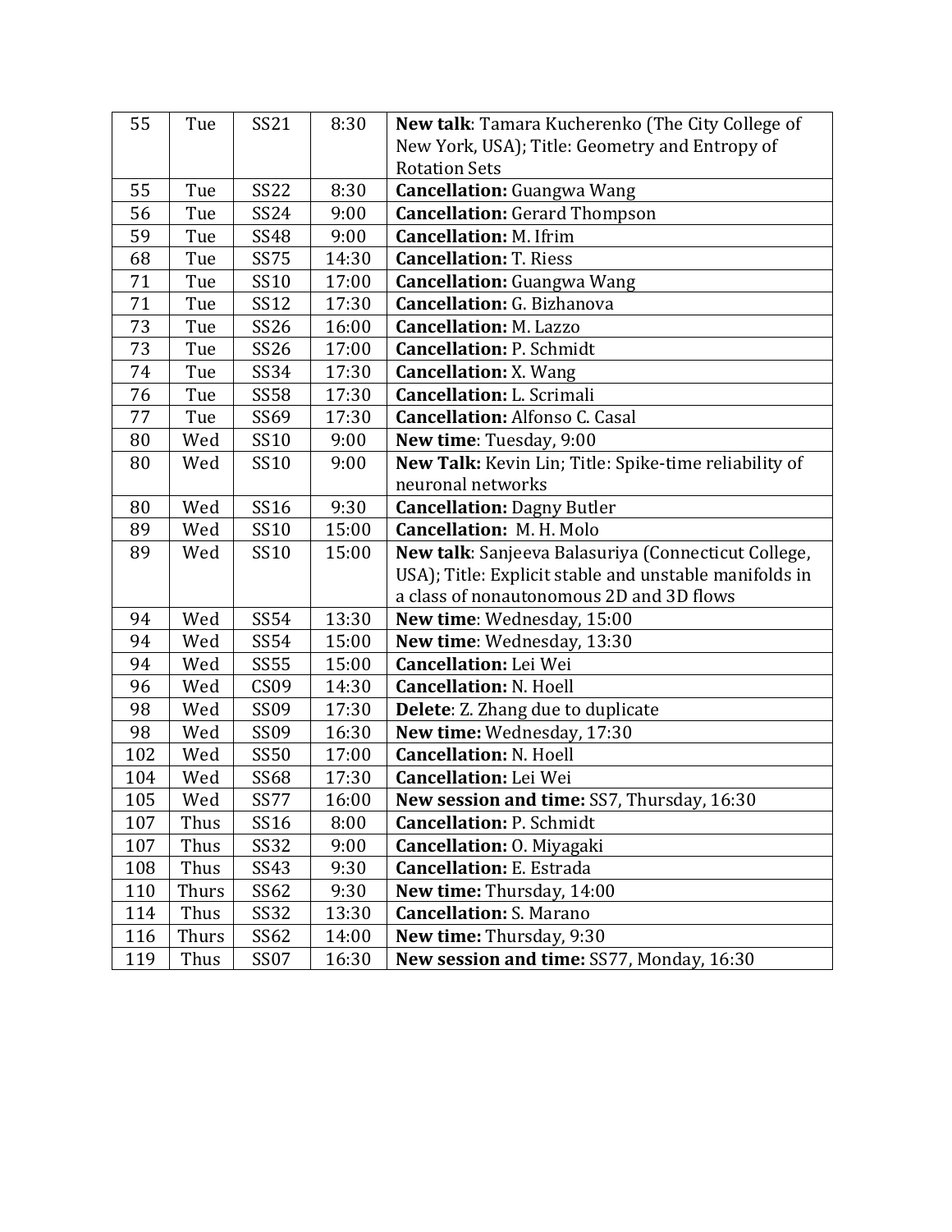| | | | | |
|---|---|---|---|---|
| 55 | Tue | SS21 | 8:30 | **New talk**: Tamara Kucherenko (The City College of New York, USA); Title: Geometry and Entropy of Rotation Sets |
| 55 | Tue | SS22 | 8:30 | **Cancellation:** Guangwa Wang |
| 56 | Tue | SS24 | 9:00 | **Cancellation:** Gerard Thompson |
| 59 | Tue | SS48 | 9:00 | **Cancellation:** M. Ifrim |
| 68 | Tue | SS75 | 14:30 | **Cancellation:** T. Riess |
| 71 | Tue | SS10 | 17:00 | **Cancellation:** Guangwa Wang |
| 71 | Tue | SS12 | 17:30 | **Cancellation:** G. Bizhanova |
| 73 | Tue | SS26 | 16:00 | **Cancellation:** M. Lazzo |
| 73 | Tue | SS26 | 17:00 | **Cancellation:** P. Schmidt |
| 74 | Tue | SS34 | 17:30 | **Cancellation:** X. Wang |
| 76 | Tue | SS58 | 17:30 | **Cancellation:** L. Scrimali |
| 77 | Tue | SS69 | 17:30 | **Cancellation:** Alfonso C. Casal |
| 80 | Wed | SS10 | 9:00 | **New time**: Tuesday, 9:00 |
| 80 | Wed | SS10 | 9:00 | **New Talk:** Kevin Lin; Title: Spike-time reliability of neuronal networks |
| 80 | Wed | SS16 | 9:30 | **Cancellation:** Dagny Butler |
| 89 | Wed | SS10 | 15:00 | **Cancellation:** M. H. Molo |
| 89 | Wed | SS10 | 15:00 | **New talk**: Sanjeeva Balasuriya (Connecticut College, USA); Title: Explicit stable and unstable manifolds in a class of nonautonomous 2D and 3D flows |
| 94 | Wed | SS54 | 13:30 | **New time**: Wednesday, 15:00 |
| 94 | Wed | SS54 | 15:00 | **New time**: Wednesday, 13:30 |
| 94 | Wed | SS55 | 15:00 | **Cancellation:** Lei Wei |
| 96 | Wed | CS09 | 14:30 | **Cancellation:** N. Hoell |
| 98 | Wed | SS09 | 17:30 | **Delete**: Z. Zhang due to duplicate |
| 98 | Wed | SS09 | 16:30 | **New time:** Wednesday, 17:30 |
| 102 | Wed | SS50 | 17:00 | **Cancellation:** N. Hoell |
| 104 | Wed | SS68 | 17:30 | **Cancellation:** Lei Wei |
| 105 | Wed | SS77 | 16:00 | **New session and time:** SS7, Thursday, 16:30 |
| 107 | Thus | SS16 | 8:00 | **Cancellation:** P. Schmidt |
| 107 | Thus | SS32 | 9:00 | **Cancellation:** O. Miyagaki |
| 108 | Thus | SS43 | 9:30 | **Cancellation:** E. Estrada |
| 110 | Thurs | SS62 | 9:30 | **New time:** Thursday, 14:00 |
| 114 | Thus | SS32 | 13:30 | **Cancellation:** S. Marano |
| 116 | Thurs | SS62 | 14:00 | **New time:** Thursday, 9:30 |
| 119 | Thus | SS07 | 16:30 | **New session and time:** SS77, Monday, 16:30 |